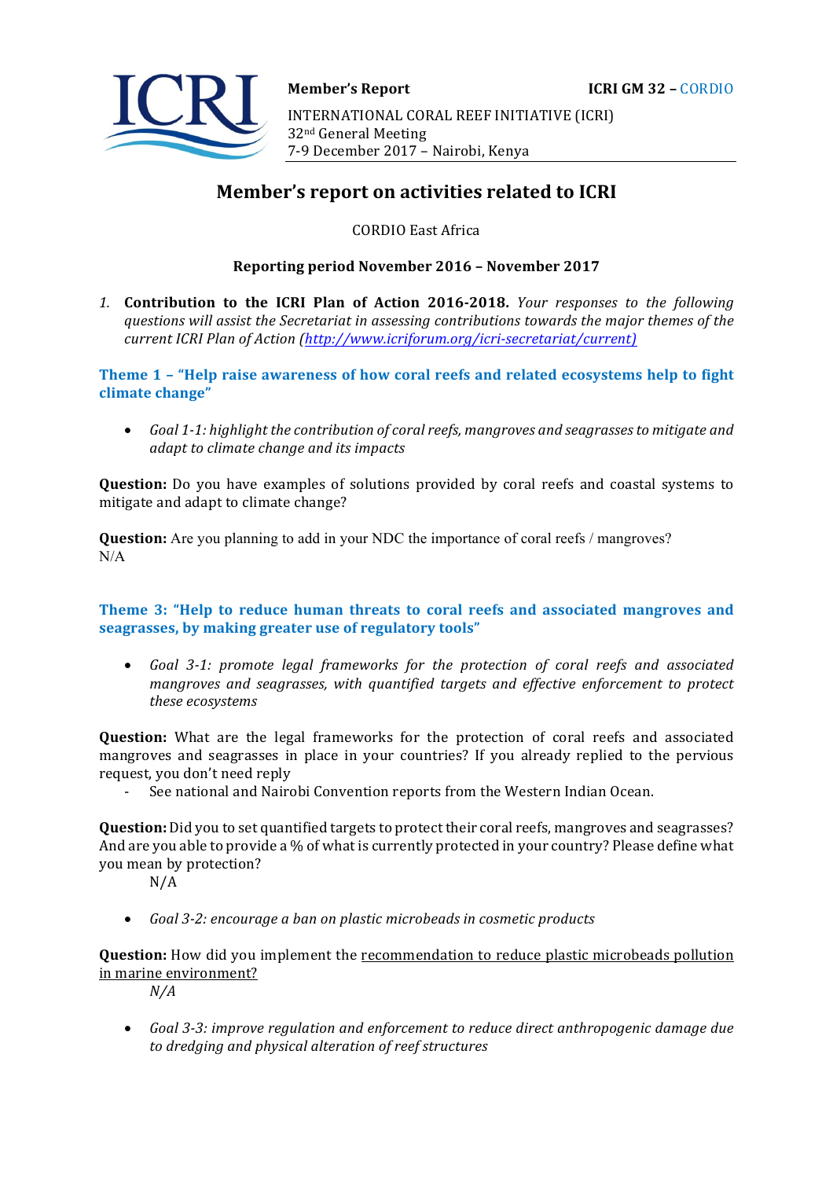**Member's Report** **ICRI GM 32 – CORDIO**

INTERNATIONAL CORAL REEF INITIATIVE (ICRI)
32nd General Meeting
7-9 December 2017 – Nairobi, Kenya

# Member's report on activities related to ICRI

CORDIO East Africa

**Reporting period November 2016 – November 2017**

*1.* **Contribution to the ICRI Plan of Action 2016-2018.** *Your responses to the following questions will assist the Secretariat in assessing contributions towards the major themes of the current ICRI Plan of Action (http://www.icriforum.org/icri-secretariat/current)*

## Theme 1 – "Help raise awareness of how coral reefs and related ecosystems help to fight climate change"

- *Goal 1-1: highlight the contribution of coral reefs, mangroves and seagrasses to mitigate and adapt to climate change and its impacts*

**Question:** Do you have examples of solutions provided by coral reefs and coastal systems to mitigate and adapt to climate change?

**Question:** Are you planning to add in your NDC the importance of coral reefs / mangroves?
N/A

## Theme 3: "Help to reduce human threats to coral reefs and associated mangroves and seagrasses, by making greater use of regulatory tools"

- *Goal 3-1: promote legal frameworks for the protection of coral reefs and associated mangroves and seagrasses, with quantified targets and effective enforcement to protect these ecosystems*

**Question:** What are the legal frameworks for the protection of coral reefs and associated mangroves and seagrasses in place in your countries? If you already replied to the pervious request, you don't need reply

- See national and Nairobi Convention reports from the Western Indian Ocean.

**Question:** Did you to set quantified targets to protect their coral reefs, mangroves and seagrasses? And are you able to provide a % of what is currently protected in your country? Please define what you mean by protection?

N/A

- *Goal 3-2: encourage a ban on plastic microbeads in cosmetic products*

**Question:** How did you implement the recommendation to reduce plastic microbeads pollution in marine environment?

*N/A*

- *Goal 3-3: improve regulation and enforcement to reduce direct anthropogenic damage due to dredging and physical alteration of reef structures*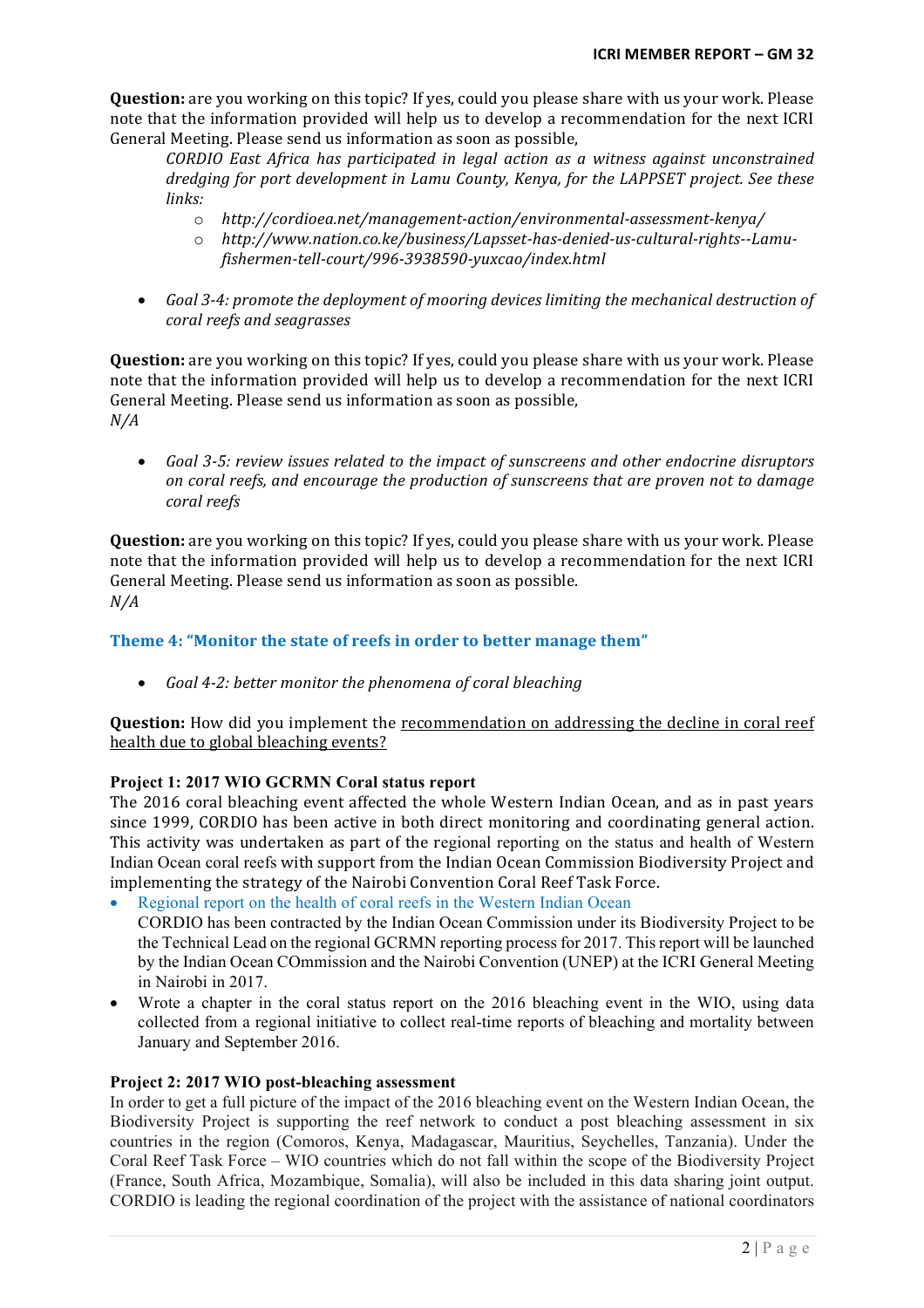**Question:** are you working on this topic? If yes, could you please share with us your work. Please note that the information provided will help us to develop a recommendation for the next ICRI General Meeting. Please send us information as soon as possible,

*CORDIO East Africa has participated in legal action as a witness against unconstrained dredging for port development in Lamu County, Kenya, for the LAPPSET project. See these links:*

- *http://cordioea.net/management-action/environmental-assessment-kenya/*
- *http://www.nation.co.ke/business/Lapsset-has-denied-us-cultural-rights--Lamu-fishermen-tell-court/996-3938590-yuxcao/index.html*

- *Goal 3-4: promote the deployment of mooring devices limiting the mechanical destruction of coral reefs and seagrasses*

**Question:** are you working on this topic? If yes, could you please share with us your work. Please note that the information provided will help us to develop a recommendation for the next ICRI General Meeting. Please send us information as soon as possible,
*N/A*

- *Goal 3-5: review issues related to the impact of sunscreens and other endocrine disruptors on coral reefs, and encourage the production of sunscreens that are proven not to damage coral reefs*

**Question:** are you working on this topic? If yes, could you please share with us your work. Please note that the information provided will help us to develop a recommendation for the next ICRI General Meeting. Please send us information as soon as possible.
*N/A*

### Theme 4: "Monitor the state of reefs in order to better manage them"

- *Goal 4-2: better monitor the phenomena of coral bleaching*

**Question:** How did you implement the recommendation on addressing the decline in coral reef health due to global bleaching events?

**Project 1: 2017 WIO GCRMN Coral status report**

The 2016 coral bleaching event affected the whole Western Indian Ocean, and as in past years since 1999, CORDIO has been active in both direct monitoring and coordinating general action. This activity was undertaken as part of the regional reporting on the status and health of Western Indian Ocean coral reefs with support from the Indian Ocean Commission Biodiversity Project and implementing the strategy of the Nairobi Convention Coral Reef Task Force.

- Regional report on the health of coral reefs in the Western Indian Ocean
  CORDIO has been contracted by the Indian Ocean Commission under its Biodiversity Project to be the Technical Lead on the regional GCRMN reporting process for 2017. This report will be launched by the Indian Ocean COmmission and the Nairobi Convention (UNEP) at the ICRI General Meeting in Nairobi in 2017.
- Wrote a chapter in the coral status report on the 2016 bleaching event in the WIO, using data collected from a regional initiative to collect real-time reports of bleaching and mortality between January and September 2016.

**Project 2: 2017 WIO post-bleaching assessment**

In order to get a full picture of the impact of the 2016 bleaching event on the Western Indian Ocean, the Biodiversity Project is supporting the reef network to conduct a post bleaching assessment in six countries in the region (Comoros, Kenya, Madagascar, Mauritius, Seychelles, Tanzania). Under the Coral Reef Task Force – WIO countries which do not fall within the scope of the Biodiversity Project (France, South Africa, Mozambique, Somalia), will also be included in this data sharing joint output. CORDIO is leading the regional coordination of the project with the assistance of national coordinators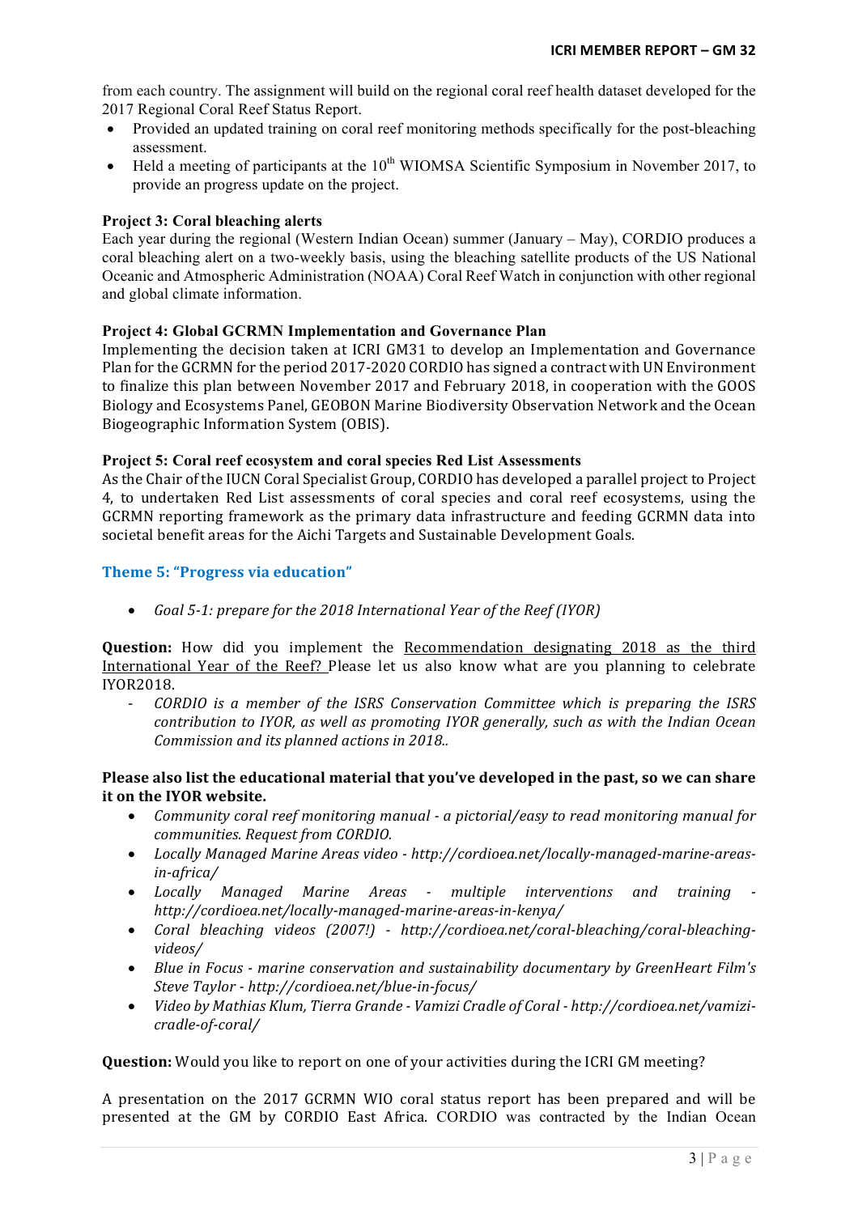from each country. The assignment will build on the regional coral reef health dataset developed for the 2017 Regional Coral Reef Status Report.

- Provided an updated training on coral reef monitoring methods specifically for the post-bleaching assessment.
- Held a meeting of participants at the 10th WIOMSA Scientific Symposium in November 2017, to provide an progress update on the project.

**Project 3: Coral bleaching alerts**
Each year during the regional (Western Indian Ocean) summer (January – May), CORDIO produces a coral bleaching alert on a two-weekly basis, using the bleaching satellite products of the US National Oceanic and Atmospheric Administration (NOAA) Coral Reef Watch in conjunction with other regional and global climate information.

**Project 4: Global GCRMN Implementation and Governance Plan**
Implementing the decision taken at ICRI GM31 to develop an Implementation and Governance Plan for the GCRMN for the period 2017-2020 CORDIO has signed a contract with UN Environment to finalize this plan between November 2017 and February 2018, in cooperation with the GOOS Biology and Ecosystems Panel, GEOBON Marine Biodiversity Observation Network and the Ocean Biogeographic Information System (OBIS).

**Project 5: Coral reef ecosystem and coral species Red List Assessments**
As the Chair of the IUCN Coral Specialist Group, CORDIO has developed a parallel project to Project 4, to undertake Red List assessments of coral species and coral reef ecosystems, using the GCRMN reporting framework as the primary data infrastructure and feeding GCRMN data into societal benefit areas for the Aichi Targets and Sustainable Development Goals.

### Theme 5: "Progress via education"

- *Goal 5-1: prepare for the 2018 International Year of the Reef (IYOR)*

**Question:** How did you implement the Recommendation designating 2018 as the third International Year of the Reef? Please let us also know what are you planning to celebrate IYOR2018.

- *CORDIO is a member of the ISRS Conservation Committee which is preparing the ISRS contribution to IYOR, as well as promoting IYOR generally, such as with the Indian Ocean Commission and its planned actions in 2018..*

**Please also list the educational material that you've developed in the past, so we can share it on the IYOR website.**

- *Community coral reef monitoring manual - a pictorial/easy to read monitoring manual for communities. Request from CORDIO.*
- *Locally Managed Marine Areas video - http://cordioea.net/locally-managed-marine-areas-in-africa/*
- *Locally Managed Marine Areas - multiple interventions and training - http://cordioea.net/locally-managed-marine-areas-in-kenya/*
- *Coral bleaching videos (2007!) - http://cordioea.net/coral-bleaching/coral-bleaching-videos/*
- *Blue in Focus - marine conservation and sustainability documentary by GreenHeart Film's Steve Taylor - http://cordioea.net/blue-in-focus/*
- *Video by Mathias Klum, Tierra Grande - Vamizi Cradle of Coral - http://cordioea.net/vamizi-cradle-of-coral/*

**Question:** Would you like to report on one of your activities during the ICRI GM meeting?

A presentation on the 2017 GCRMN WIO coral status report has been prepared and will be presented at the GM by CORDIO East Africa. CORDIO was contracted by the Indian Ocean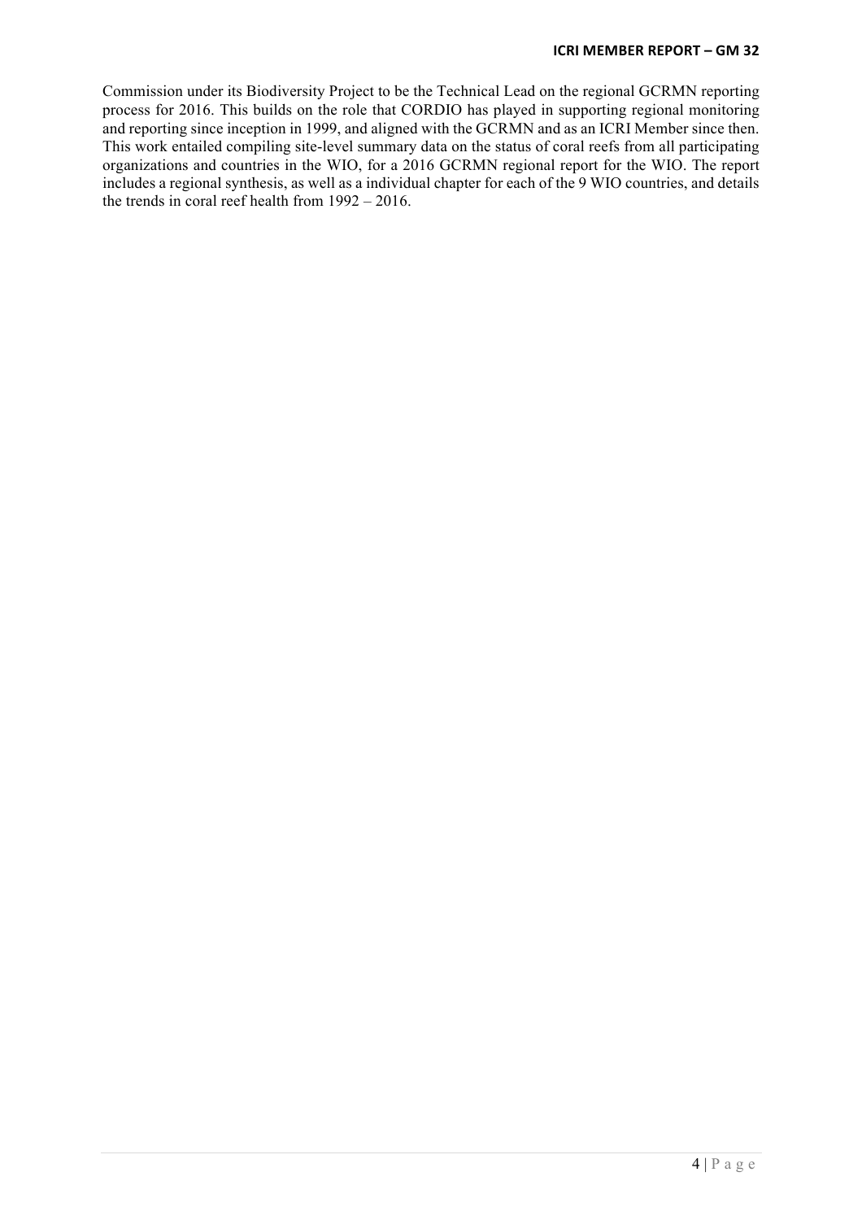Commission under its Biodiversity Project to be the Technical Lead on the regional GCRMN reporting process for 2016. This builds on the role that CORDIO has played in supporting regional monitoring and reporting since inception in 1999, and aligned with the GCRMN and as an ICRI Member since then. This work entailed compiling site-level summary data on the status of coral reefs from all participating organizations and countries in the WIO, for a 2016 GCRMN regional report for the WIO. The report includes a regional synthesis, as well as a individual chapter for each of the 9 WIO countries, and details the trends in coral reef health from 1992 – 2016.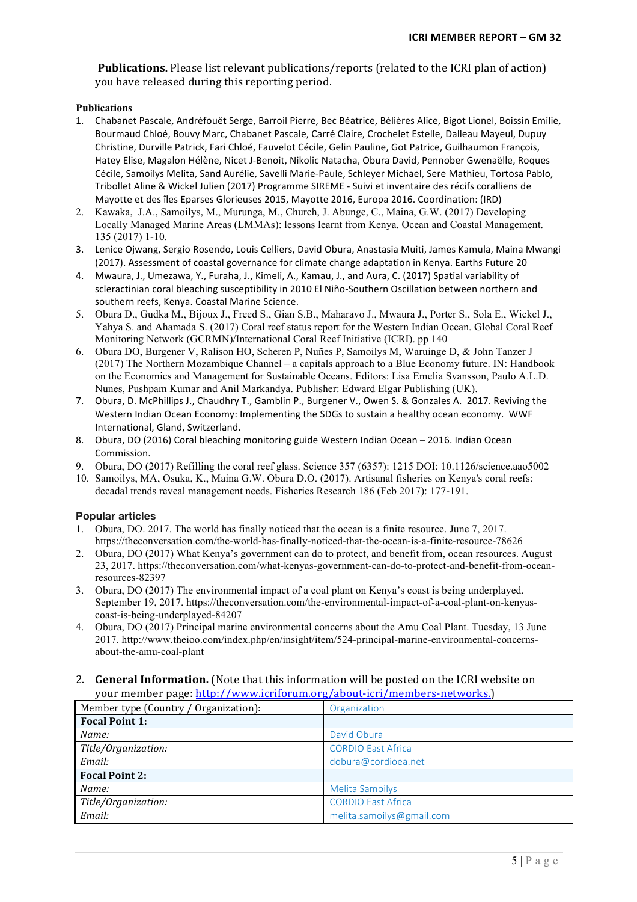**Publications.** Please list relevant publications/reports (related to the ICRI plan of action) you have released during this reporting period.

**Publications**

1. Chabanet Pascale, Andréfouët Serge, Barroil Pierre, Bec Béatrice, Bélières Alice, Bigot Lionel, Boissin Emilie, Bourmaud Chloé, Bouvy Marc, Chabanet Pascale, Carré Claire, Crochelet Estelle, Dalleau Mayeul, Dupuy Christine, Durville Patrick, Fari Chloé, Fauvelot Cécile, Gelin Pauline, Got Patrice, Guilhaumon François, Hatey Elise, Magalon Hélène, Nicet J-Benoit, Nikolic Natacha, Obura David, Pennober Gwenaëlle, Roques Cécile, Samoilys Melita, Sand Aurélie, Savelli Marie-Paule, Schleyer Michael, Sere Mathieu, Tortosa Pablo, Tribollet Aline & Wickel Julien (2017) Programme SIREME - Suivi et inventaire des récifs coralliens de Mayotte et des îles Eparses Glorieuses 2015, Mayotte 2016, Europa 2016. Coordination: (IRD)
2. Kawaka, J.A., Samoilys, M., Murunga, M., Church, J. Abunge, C., Maina, G.W. (2017) Developing Locally Managed Marine Areas (LMMAs): lessons learnt from Kenya. Ocean and Coastal Management. 135 (2017) 1-10.
3. Lenice Ojwang, Sergio Rosendo, Louis Celliers, David Obura, Anastasia Muiti, James Kamula, Maina Mwangi (2017). Assessment of coastal governance for climate change adaptation in Kenya. Earths Future 20
4. Mwaura, J., Umezawa, Y., Furaha, J., Kimeli, A., Kamau, J., and Aura, C. (2017) Spatial variability of scleractinian coral bleaching susceptibility in 2010 El Niño-Southern Oscillation between northern and southern reefs, Kenya. Coastal Marine Science.
5. Obura D., Gudka M., Bijoux J., Freed S., Gian S.B., Maharavo J., Mwaura J., Porter S., Sola E., Wickel J., Yahya S. and Ahamada S. (2017) Coral reef status report for the Western Indian Ocean. Global Coral Reef Monitoring Network (GCRMN)/International Coral Reef Initiative (ICRI). pp 140
6. Obura DO, Burgener V, Ralison HO, Scheren P, Nuñes P, Samoilys M, Waruinge D, & John Tanzer J (2017) The Northern Mozambique Channel – a capitals approach to a Blue Economy future. IN: Handbook on the Economics and Management for Sustainable Oceans. Editors: Lisa Emelia Svansson, Paulo A.L.D. Nunes, Pushpam Kumar and Anil Markandya. Publisher: Edward Elgar Publishing (UK).
7. Obura, D. McPhillips J., Chaudhry T., Gamblin P., Burgener V., Owen S. & Gonzales A. 2017. Reviving the Western Indian Ocean Economy: Implementing the SDGs to sustain a healthy ocean economy. WWF International, Gland, Switzerland.
8. Obura, DO (2016) Coral bleaching monitoring guide Western Indian Ocean – 2016. Indian Ocean Commission.
9. Obura, DO (2017) Refilling the coral reef glass. Science 357 (6357): 1215 DOI: 10.1126/science.aao5002
10. Samoilys, MA, Osuka, K., Maina G.W. Obura D.O. (2017). Artisanal fisheries on Kenya's coral reefs: decadal trends reveal management needs. Fisheries Research 186 (Feb 2017): 177-191.

**Popular articles**

1. Obura, DO. 2017. The world has finally noticed that the ocean is a finite resource. June 7, 2017. https://theconversation.com/the-world-has-finally-noticed-that-the-ocean-is-a-finite-resource-78626
2. Obura, DO (2017) What Kenya's government can do to protect, and benefit from, ocean resources. August 23, 2017. https://theconversation.com/what-kenyas-government-can-do-to-protect-and-benefit-from-ocean-resources-82397
3. Obura, DO (2017) The environmental impact of a coal plant on Kenya's coast is being underplayed. September 19, 2017. https://theconversation.com/the-environmental-impact-of-a-coal-plant-on-kenyas-coast-is-being-underplayed-84207
4. Obura, DO (2017) Principal marine environmental concerns about the Amu Coal Plant. Tuesday, 13 June 2017. http://www.theioo.com/index.php/en/insight/item/524-principal-marine-environmental-concerns-about-the-amu-coal-plant

2. **General Information.** (Note that this information will be posted on the ICRI website on your member page: http://www.icriforum.org/about-icri/members-networks.)

| | |
|---|---|
| Member type (Country / Organization): | Organization |
| **Focal Point 1:** | |
| *Name:* | David Obura |
| *Title/Organization:* | CORDIO East Africa |
| *Email:* | dobura@cordioea.net |
| **Focal Point 2:** | |
| *Name:* | Melita Samoilys |
| *Title/Organization:* | CORDIO East Africa |
| *Email:* | melita.samoilys@gmail.com |